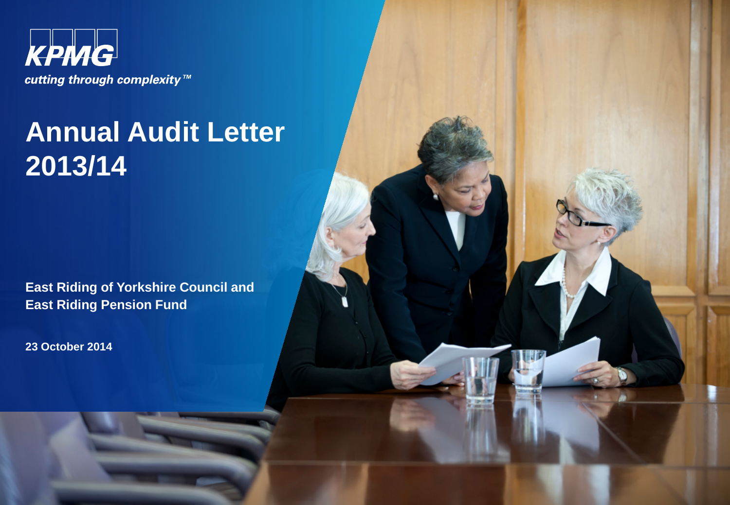KPMG

*cutting through complexity™*

# Annual Audit Letter 2013/14

**East Riding of Yorkshire Council and East Riding Pension Fund**

**23 October 2014**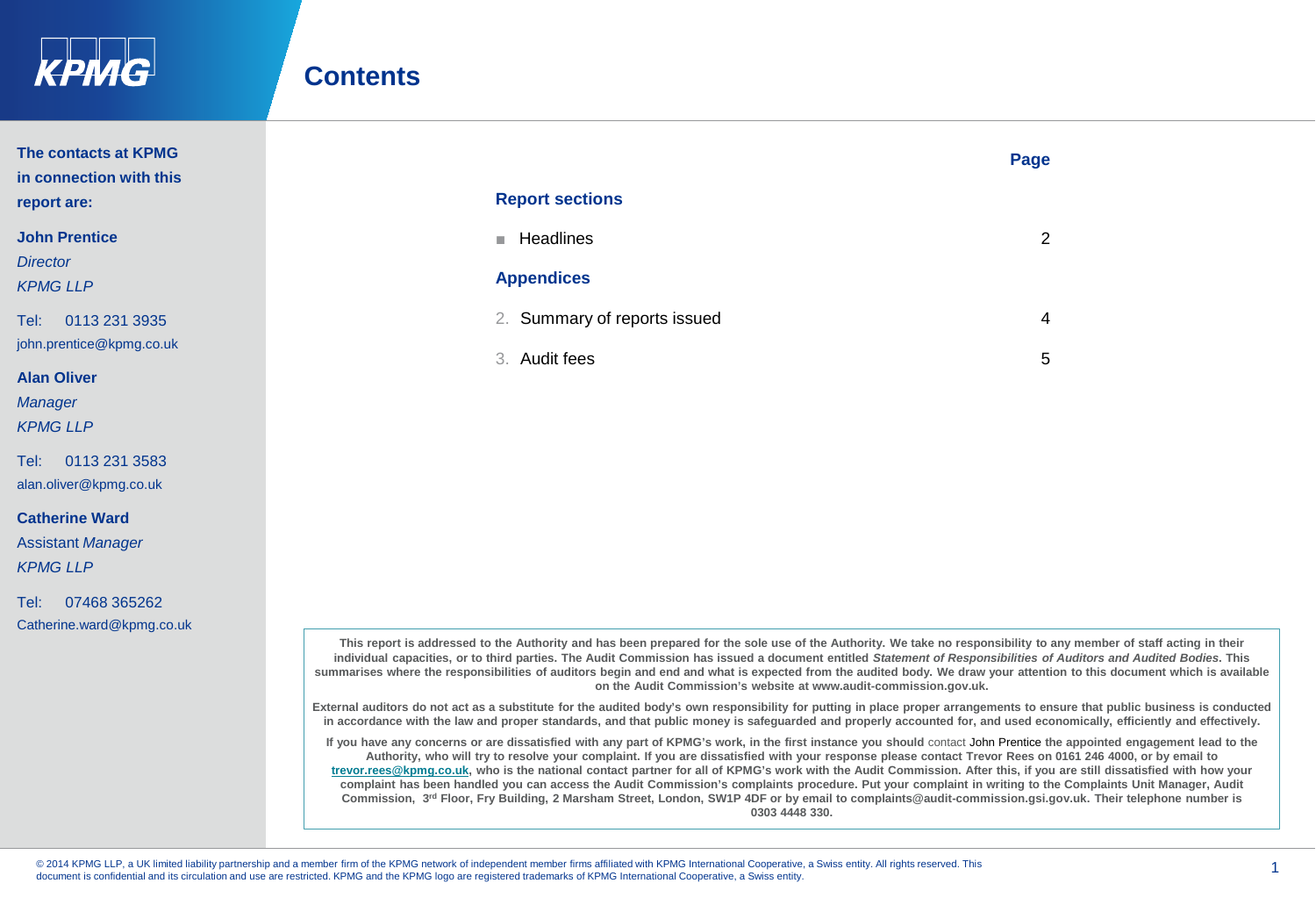# Contents

**The contacts at KPMG in connection with this report are:**

**John Prentice**
*Director*
*KPMG LLP*

Tel: 0113 231 3935
john.prentice@kpmg.co.uk

**Alan Oliver**
*Manager*
*KPMG LLP*

Tel: 0113 231 3583
alan.oliver@kpmg.co.uk

**Catherine Ward**
Assistant *Manager*
*KPMG LLP*

Tel: 07468 365262
Catherine.ward@kpmg.co.uk

| | Page |
|---|---|
| **Report sections** | |
| ■ Headlines | 2 |
| **Appendices** | |
| 2. Summary of reports issued | 4 |
| 3. Audit fees | 5 |

**This report is addressed to the Authority and has been prepared for the sole use of the Authority. We take no responsibility to any member of staff acting in their individual capacities, or to third parties. The Audit Commission has issued a document entitled *Statement of Responsibilities of Auditors and Audited Bodies*. This summarises where the responsibilities of auditors begin and end and what is expected from the audited body. We draw your attention to this document which is available on the Audit Commission's website at www.audit-commission.gov.uk.**

**External auditors do not act as a substitute for the audited body's own responsibility for putting in place proper arrangements to ensure that public business is conducted in accordance with the law and proper standards, and that public money is safeguarded and properly accounted for, and used economically, efficiently and effectively.**

**If you have any concerns or are dissatisfied with any part of KPMG's work, in the first instance you should** contact John Prentice **the appointed engagement lead to the Authority, who will try to resolve your complaint. If you are dissatisfied with your response please contact Trevor Rees on 0161 246 4000, or by email to trevor.rees@kpmg.co.uk, who is the national contact partner for all of KPMG's work with the Audit Commission. After this, if you are still dissatisfied with how your complaint has been handled you can access the Audit Commission's complaints procedure. Put your complaint in writing to the Complaints Unit Manager, Audit Commission, 3rd Floor, Fry Building, 2 Marsham Street, London, SW1P 4DF or by email to complaints@audit-commission.gsi.gov.uk. Their telephone number is 0303 4448 330.**

© 2014 KPMG LLP, a UK limited liability partnership and a member firm of the KPMG network of independent member firms affiliated with KPMG International Cooperative, a Swiss entity. All rights reserved. This document is confidential and its circulation and use are restricted. KPMG and the KPMG logo are registered trademarks of KPMG International Cooperative, a Swiss entity.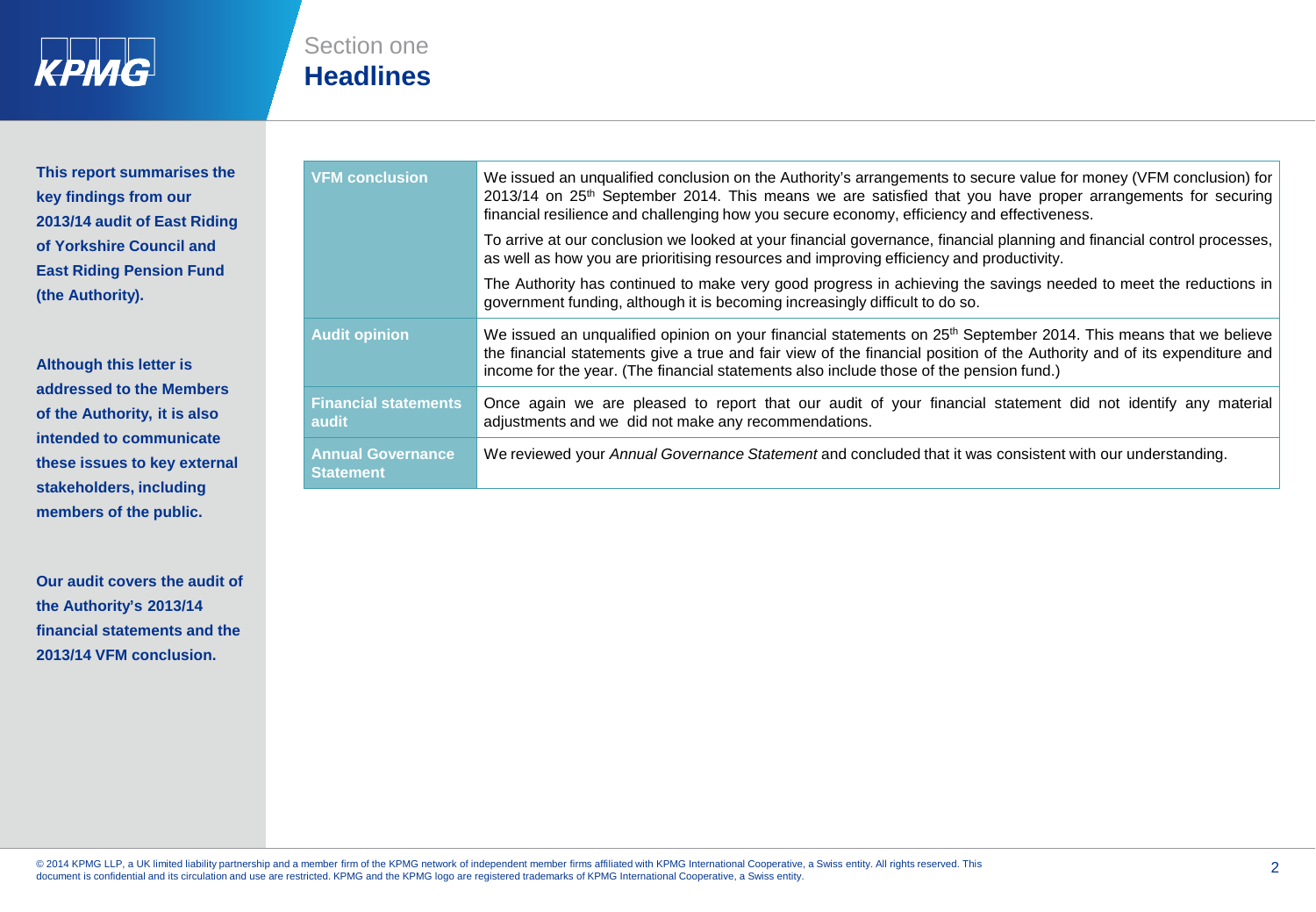Section one

# Headlines

**This report summarises the key findings from our 2013/14 audit of East Riding of Yorkshire Council and East Riding Pension Fund (the Authority).**

**Although this letter is addressed to the Members of the Authority, it is also intended to communicate these issues to key external stakeholders, including members of the public.**

**Our audit covers the audit of the Authority's 2013/14 financial statements and the 2013/14 VFM conclusion.**

| | |
|---|---|
| **VFM conclusion** | We issued an unqualified conclusion on the Authority's arrangements to secure value for money (VFM conclusion) for 2013/14 on 25th September 2014. This means we are satisfied that you have proper arrangements for securing financial resilience and challenging how you secure economy, efficiency and effectiveness.<br><br>To arrive at our conclusion we looked at your financial governance, financial planning and financial control processes, as well as how you are prioritising resources and improving efficiency and productivity.<br><br>The Authority has continued to make very good progress in achieving the savings needed to meet the reductions in government funding, although it is becoming increasingly difficult to do so. |
| **Audit opinion** | We issued an unqualified opinion on your financial statements on 25th September 2014. This means that we believe the financial statements give a true and fair view of the financial position of the Authority and of its expenditure and income for the year. (The financial statements also include those of the pension fund.) |
| **Financial statements audit** | Once again we are pleased to report that our audit of your financial statement did not identify any material adjustments and we did not make any recommendations. |
| **Annual Governance Statement** | We reviewed your *Annual Governance Statement* and concluded that it was consistent with our understanding. |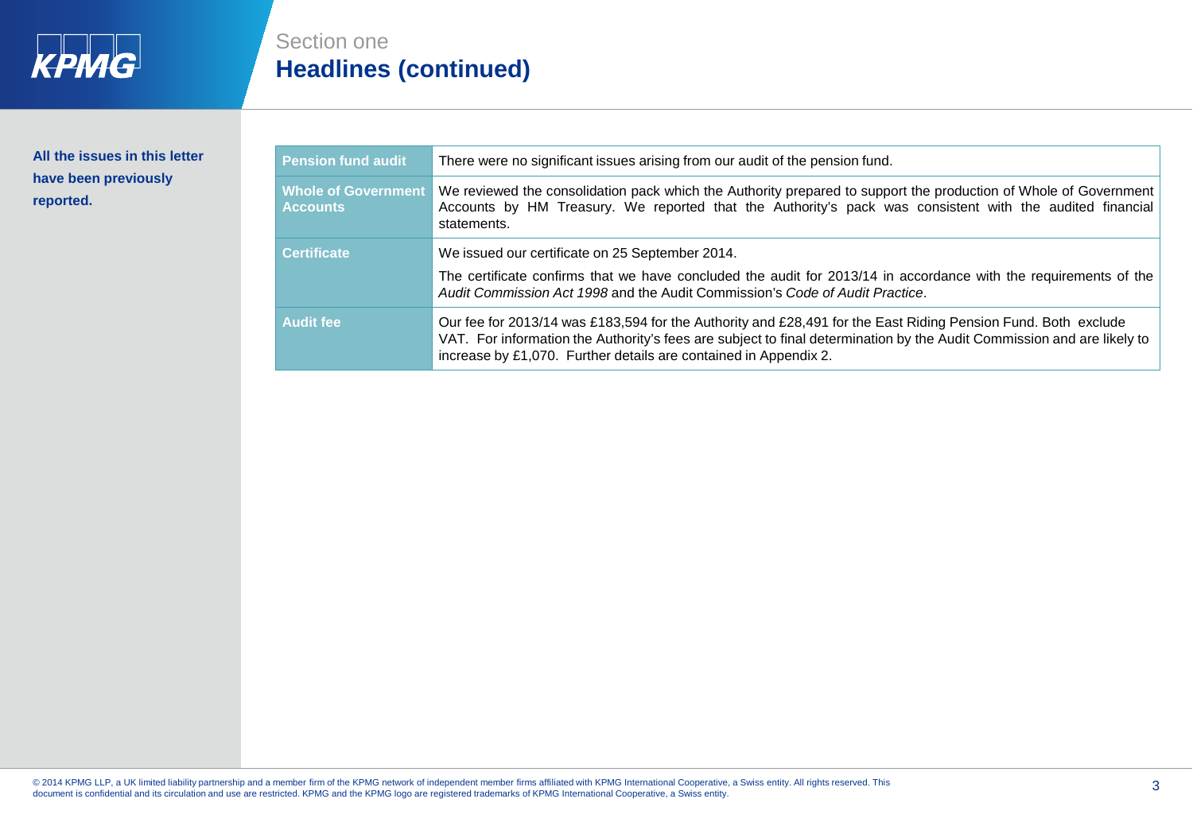Section one

# Headlines (continued)

**All the issues in this letter have been previously reported.**

| | |
|---|---|
| **Pension fund audit** | There were no significant issues arising from our audit of the pension fund. |
| **Whole of Government Accounts** | We reviewed the consolidation pack which the Authority prepared to support the production of Whole of Government Accounts by HM Treasury. We reported that the Authority's pack was consistent with the audited financial statements. |
| **Certificate** | We issued our certificate on 25 September 2014.<br><br>The certificate confirms that we have concluded the audit for 2013/14 in accordance with the requirements of the *Audit Commission Act 1998* and the Audit Commission's *Code of Audit Practice*. |
| **Audit fee** | Our fee for 2013/14 was £183,594 for the Authority and £28,491 for the East Riding Pension Fund. Both exclude VAT. For information the Authority's fees are subject to final determination by the Audit Commission and are likely to increase by £1,070. Further details are contained in Appendix 2. |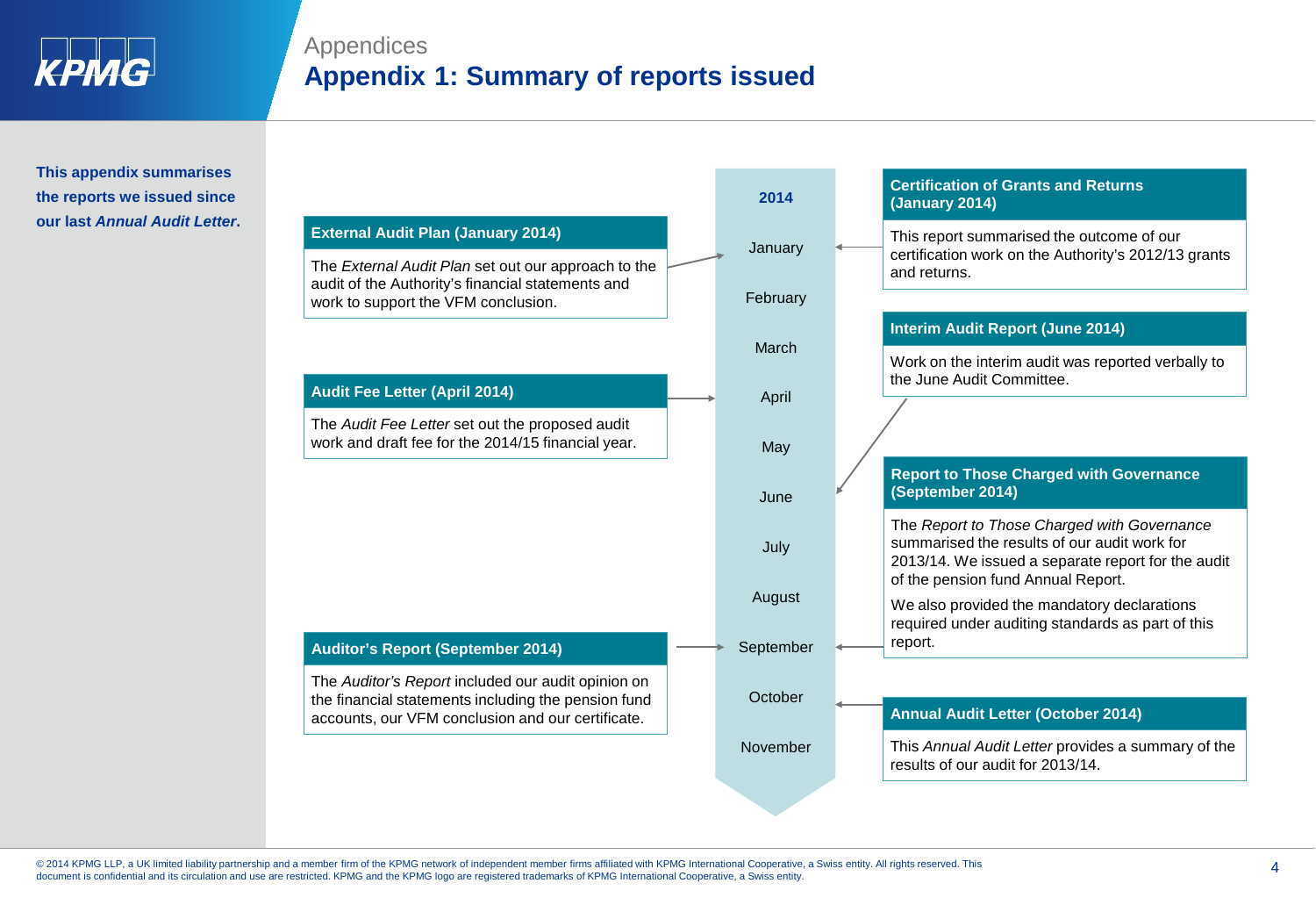Appendices

# Appendix 1: Summary of reports issued

**This appendix summarises the reports we issued since our last *Annual Audit Letter*.**

**2014**

- January
- February
- March
- April
- May
- June
- July
- August
- September
- October
- November

### Certification of Grants and Returns (January 2014)

This report summarised the outcome of our certification work on the Authority's 2012/13 grants and returns.

### External Audit Plan (January 2014)

The *External Audit Plan* set out our approach to the audit of the Authority's financial statements and work to support the VFM conclusion.

### Audit Fee Letter (April 2014)

The *Audit Fee Letter* set out the proposed audit work and draft fee for the 2014/15 financial year.

### Interim Audit Report (June 2014)

Work on the interim audit was reported verbally to the June Audit Committee.

### Auditor's Report (September 2014)

The *Auditor's Report* included our audit opinion on the financial statements including the pension fund accounts, our VFM conclusion and our certificate.

### Report to Those Charged with Governance (September 2014)

The *Report to Those Charged with Governance* summarised the results of our audit work for 2013/14. We issued a separate report for the audit of the pension fund Annual Report.

We also provided the mandatory declarations required under auditing standards as part of this report.

### Annual Audit Letter (October 2014)

This *Annual Audit Letter* provides a summary of the results of our audit for 2013/14.

© 2014 KPMG LLP, a UK limited liability partnership and a member firm of the KPMG network of independent member firms affiliated with KPMG International Cooperative, a Swiss entity. All rights reserved. This document is confidential and its circulation and use are restricted. KPMG and the KPMG logo are registered trademarks of KPMG International Cooperative, a Swiss entity.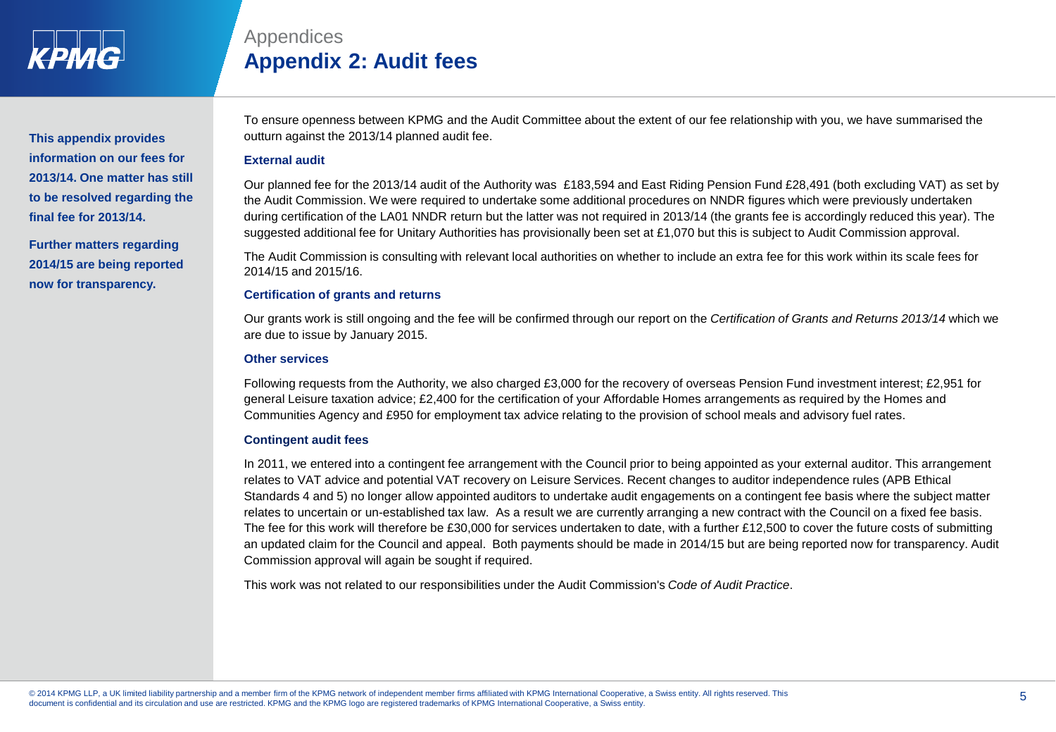Appendices

# Appendix 2: Audit fees

**This appendix provides information on our fees for 2013/14. One matter has still to be resolved regarding the final fee for 2013/14.**

**Further matters regarding 2014/15 are being reported now for transparency.**

To ensure openness between KPMG and the Audit Committee about the extent of our fee relationship with you, we have summarised the outturn against the 2013/14 planned audit fee.

### External audit

Our planned fee for the 2013/14 audit of the Authority was £183,594 and East Riding Pension Fund £28,491 (both excluding VAT) as set by the Audit Commission. We were required to undertake some additional procedures on NNDR figures which were previously undertaken during certification of the LA01 NNDR return but the latter was not required in 2013/14 (the grants fee is accordingly reduced this year). The suggested additional fee for Unitary Authorities has provisionally been set at £1,070 but this is subject to Audit Commission approval.

The Audit Commission is consulting with relevant local authorities on whether to include an extra fee for this work within its scale fees for 2014/15 and 2015/16.

### Certification of grants and returns

Our grants work is still ongoing and the fee will be confirmed through our report on the *Certification of Grants and Returns 2013/14* which we are due to issue by January 2015.

### Other services

Following requests from the Authority, we also charged £3,000 for the recovery of overseas Pension Fund investment interest; £2,951 for general Leisure taxation advice; £2,400 for the certification of your Affordable Homes arrangements as required by the Homes and Communities Agency and £950 for employment tax advice relating to the provision of school meals and advisory fuel rates.

### Contingent audit fees

In 2011, we entered into a contingent fee arrangement with the Council prior to being appointed as your external auditor. This arrangement relates to VAT advice and potential VAT recovery on Leisure Services. Recent changes to auditor independence rules (APB Ethical Standards 4 and 5) no longer allow appointed auditors to undertake audit engagements on a contingent fee basis where the subject matter relates to uncertain or un-established tax law. As a result we are currently arranging a new contract with the Council on a fixed fee basis. The fee for this work will therefore be £30,000 for services undertaken to date, with a further £12,500 to cover the future costs of submitting an updated claim for the Council and appeal. Both payments should be made in 2014/15 but are being reported now for transparency. Audit Commission approval will again be sought if required.

This work was not related to our responsibilities under the Audit Commission's *Code of Audit Practice*.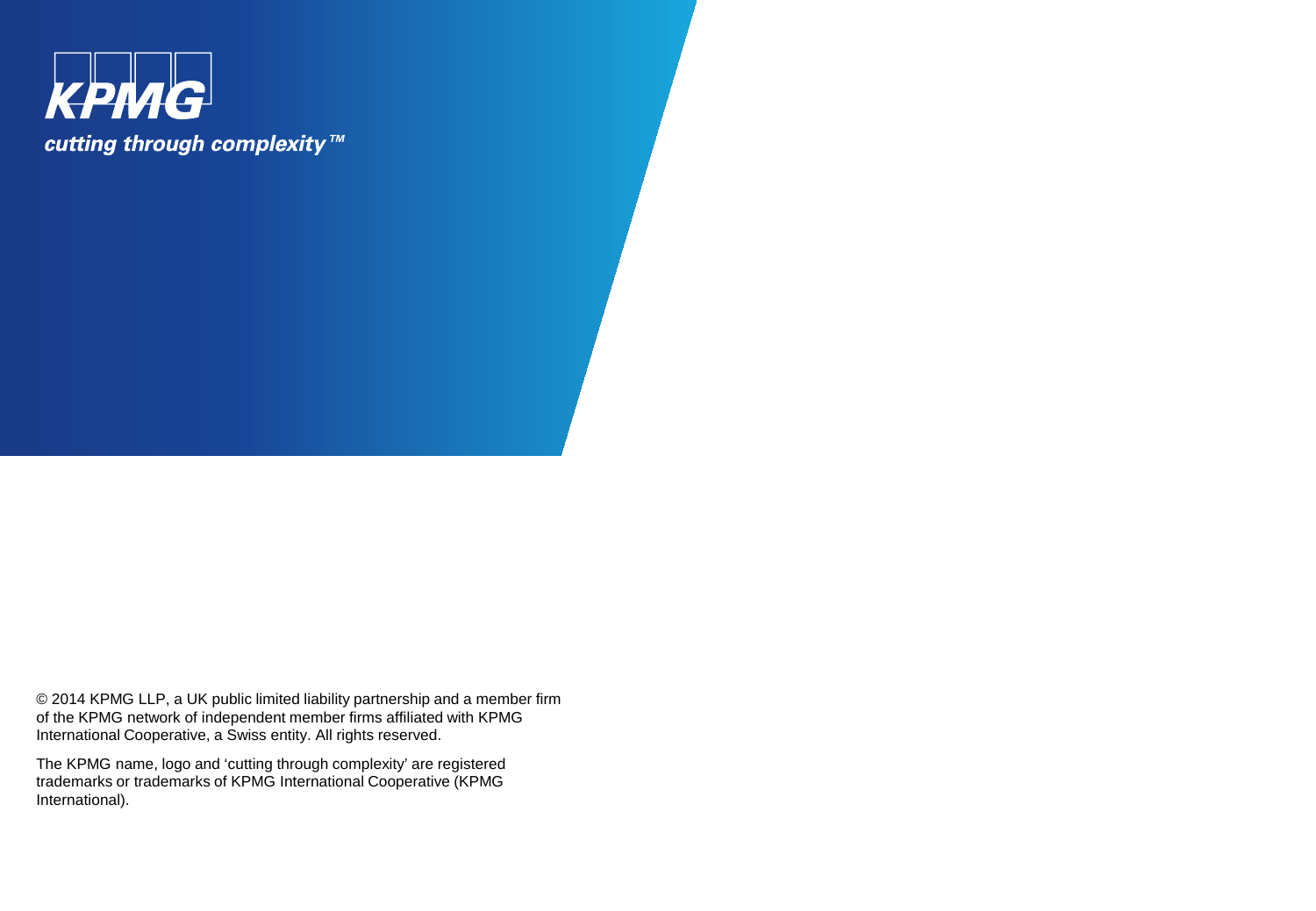KPMG

*cutting through complexity™*

© 2014 KPMG LLP, a UK public limited liability partnership and a member firm of the KPMG network of independent member firms affiliated with KPMG International Cooperative, a Swiss entity. All rights reserved.

The KPMG name, logo and 'cutting through complexity' are registered trademarks or trademarks of KPMG International Cooperative (KPMG International).